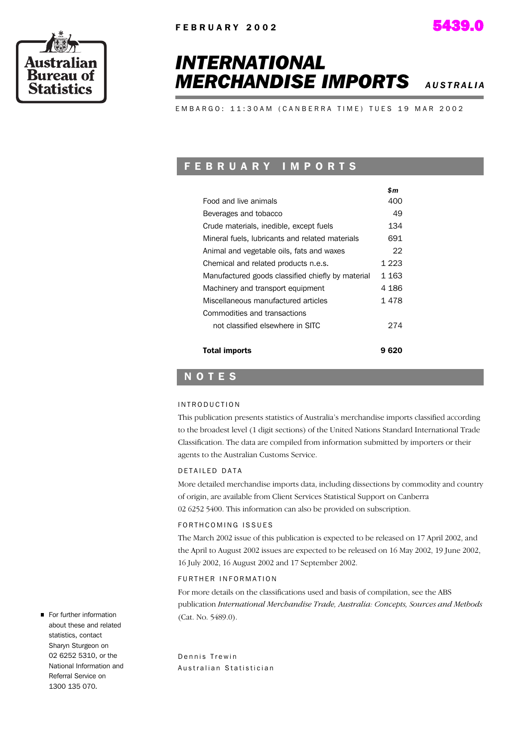FEBRUARY 2002

5439.0

# INTERNATIONAL MERCHANDISE IMPORTS *AUSTRALIA*

EMBARGO: 11:30AM (CANBERRA TIME) TUES 19 MAR 2002

## FEBRUARY IMPORTS

| | $m |
|---|---|
| Food and live animals | 400 |
| Beverages and tobacco | 49 |
| Crude materials, inedible, except fuels | 134 |
| Mineral fuels, lubricants and related materials | 691 |
| Animal and vegetable oils, fats and waxes | 22 |
| Chemical and related products n.e.s. | 1 223 |
| Manufactured goods classified chiefly by material | 1 163 |
| Machinery and transport equipment | 4 186 |
| Miscellaneous manufactured articles | 1 478 |
| Commodities and transactions not classified elsewhere in SITC | 274 |
| **Total imports** | **9 620** |

## NOTES

### INTRODUCTION

This publication presents statistics of Australia's merchandise imports classified according to the broadest level (1 digit sections) of the United Nations Standard International Trade Classification. The data are compiled from information submitted by importers or their agents to the Australian Customs Service.

### DETAILED DATA

More detailed merchandise imports data, including dissections by commodity and country of origin, are available from Client Services Statistical Support on Canberra 02 6252 5400. This information can also be provided on subscription.

### FORTHCOMING ISSUES

The March 2002 issue of this publication is expected to be released on 17 April 2002, and the April to August 2002 issues are expected to be released on 16 May 2002, 19 June 2002, 16 July 2002, 16 August 2002 and 17 September 2002.

### FURTHER INFORMATION

For more details on the classifications used and basis of compilation, see the ABS publication *International Merchandise Trade, Australia: Concepts, Sources and Methods* (Cat. No. 5489.0).

Dennis Trewin
Australian Statistician

- For further information about these and related statistics, contact Sharyn Sturgeon on 02 6252 5310, or the National Information and Referral Service on 1300 135 070.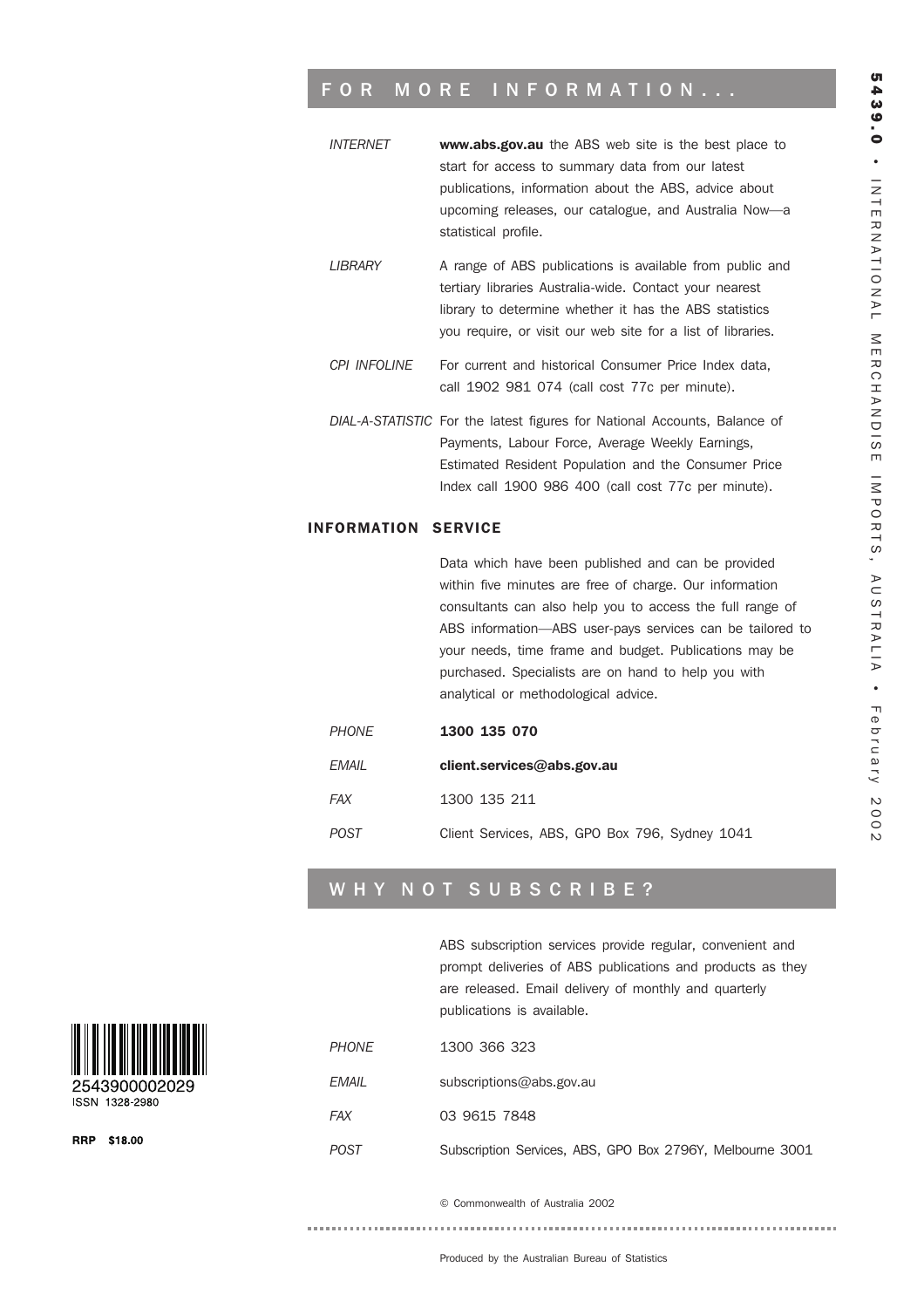## FOR MORE INFORMATION...

| | |
|---|---|
| *INTERNET* | **www.abs.gov.au** the ABS web site is the best place to start for access to summary data from our latest publications, information about the ABS, advice about upcoming releases, our catalogue, and Australia Now—a statistical profile. |
| *LIBRARY* | A range of ABS publications is available from public and tertiary libraries Australia-wide. Contact your nearest library to determine whether it has the ABS statistics you require, or visit our web site for a list of libraries. |
| *CPI INFOLINE* | For current and historical Consumer Price Index data, call 1902 981 074 (call cost 77c per minute). |
| *DIAL-A-STATISTIC* | For the latest figures for National Accounts, Balance of Payments, Labour Force, Average Weekly Earnings, Estimated Resident Population and the Consumer Price Index call 1900 986 400 (call cost 77c per minute). |

### INFORMATION SERVICE

Data which have been published and can be provided within five minutes are free of charge. Our information consultants can also help you to access the full range of ABS information—ABS user-pays services can be tailored to your needs, time frame and budget. Publications may be purchased. Specialists are on hand to help you with analytical or methodological advice.

| | |
|---|---|
| *PHONE* | **1300 135 070** |
| *EMAIL* | **client.services@abs.gov.au** |
| *FAX* | 1300 135 211 |
| *POST* | Client Services, ABS, GPO Box 796, Sydney 1041 |

## WHY NOT SUBSCRIBE?

ABS subscription services provide regular, convenient and prompt deliveries of ABS publications and products as they are released. Email delivery of monthly and quarterly publications is available.

| | |
|---|---|
| *PHONE* | 1300 366 323 |
| *EMAIL* | subscriptions@abs.gov.au |
| *FAX* | 03 9615 7848 |
| *POST* | Subscription Services, ABS, GPO Box 2796Y, Melbourne 3001 |

2543900002029

ISSN 1328-2980

**RRP $18.00**

© Commonwealth of Australia 2002

Produced by the Australian Bureau of Statistics